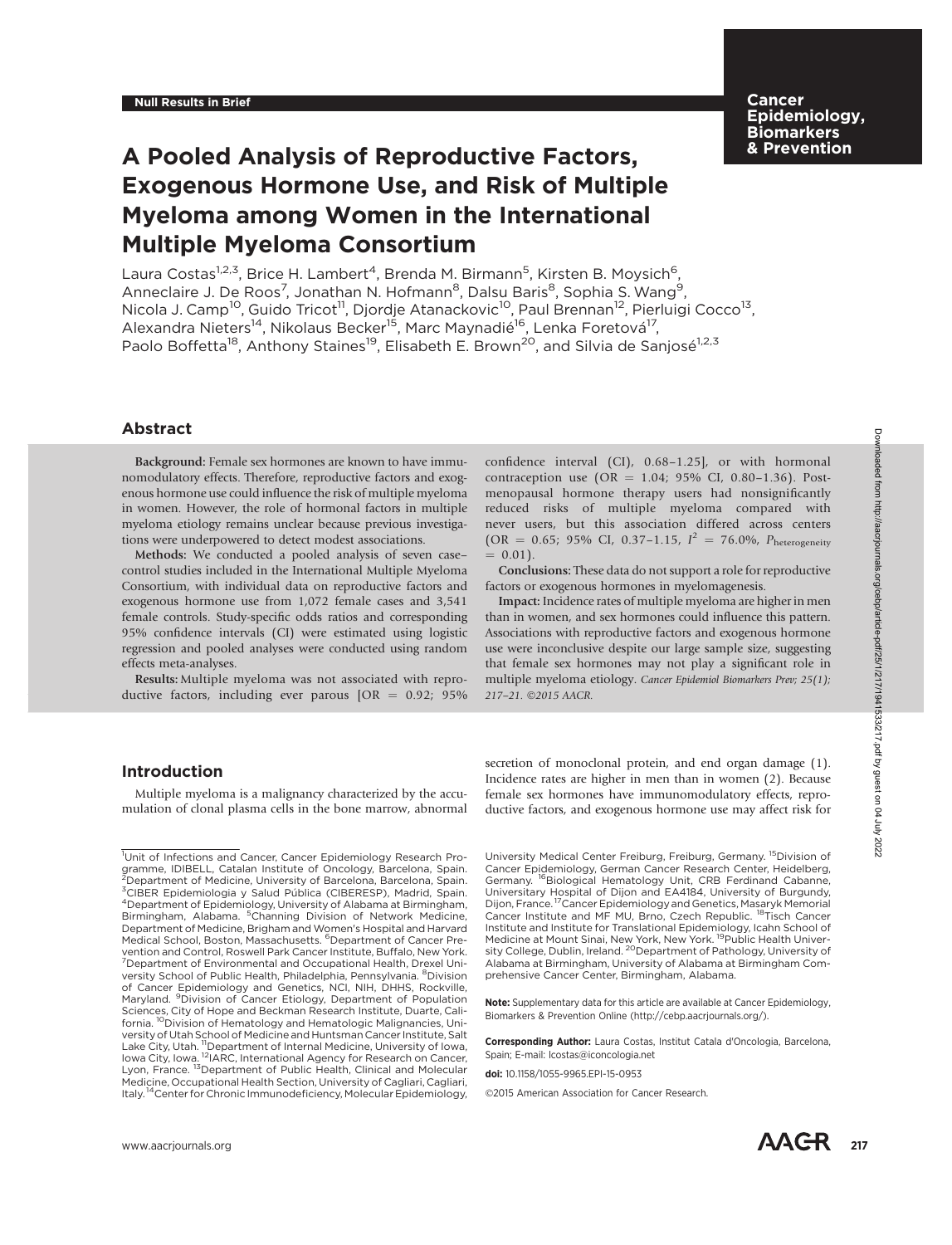**Null Results in Brief**

# A Pooled Analysis of Reproductive Factors, Exogenous Hormone Use, and Risk of Multiple Myeloma among Women in the International Multiple Myeloma Consortium

Laura Costas[1,2,3], Brice H. Lambert[4], Brenda M. Birmann[5], Kirsten B. Moysich[6], Anneclaire J. De Roos[7], Jonathan N. Hofmann[8], Dalsu Baris[8], Sophia S. Wang[9], Nicola J. Camp[10], Guido Tricot[11], Djordje Atanackovic[10], Paul Brennan[12], Pierluigi Cocco[13], Alexandra Nieters[14], Nikolaus Becker[15], Marc Maynadié[16], Lenka Foretová[17], Paolo Boffetta[18], Anthony Staines[19], Elisabeth E. Brown[20], and Silvia de Sanjosé[1,2,3]

## Abstract

**Background:** Female sex hormones are known to have immunomodulatory effects. Therefore, reproductive factors and exogenous hormone use could influence the risk of multiple myeloma in women. However, the role of hormonal factors in multiple myeloma etiology remains unclear because previous investigations were underpowered to detect modest associations.

**Methods:** We conducted a pooled analysis of seven case–control studies included in the International Multiple Myeloma Consortium, with individual data on reproductive factors and exogenous hormone use from 1,072 female cases and 3,541 female controls. Study-specific odds ratios and corresponding 95% confidence intervals (CI) were estimated using logistic regression and pooled analyses were conducted using random effects meta-analyses.

**Results:** Multiple myeloma was not associated with reproductive factors, including ever parous [OR = 0.92; 95% confidence interval (CI), 0.68–1.25], or with hormonal contraception use (OR = 1.04; 95% CI, 0.80–1.36). Postmenopausal hormone therapy users had nonsignificantly reduced risks of multiple myeloma compared with never users, but this association differed across centers (OR = 0.65; 95% CI, 0.37–1.15, $I^2$ = 76.0%, $P_{\text{heterogeneity}}$ = 0.01).

**Conclusions:** These data do not support a role for reproductive factors or exogenous hormones in myelomagenesis.

**Impact:** Incidence rates of multiple myeloma are higher in men than in women, and sex hormones could influence this pattern. Associations with reproductive factors and exogenous hormone use were inconclusive despite our large sample size, suggesting that female sex hormones may not play a significant role in multiple myeloma etiology. *Cancer Epidemiol Biomarkers Prev; 25(1); 217–21. ©2015 AACR.*

## Introduction

Multiple myeloma is a malignancy characterized by the accumulation of clonal plasma cells in the bone marrow, abnormal secretion of monoclonal protein, and end organ damage (1). Incidence rates are higher in men than in women (2). Because female sex hormones have immunomodulatory effects, reproductive factors, and exogenous hormone use may affect risk for

---

[1]Unit of Infections and Cancer, Cancer Epidemiology Research Programme, IDIBELL, Catalan Institute of Oncology, Barcelona, Spain. [2]Department of Medicine, University of Barcelona, Barcelona, Spain. [3]CIBER Epidemiologia y Salud Pública (CIBERESP), Madrid, Spain. [4]Department of Epidemiology, University of Alabama at Birmingham, Birmingham, Alabama. [5]Channing Division of Network Medicine, Department of Medicine, Brigham and Women's Hospital and Harvard Medical School, Boston, Massachusetts. [6]Department of Cancer Prevention and Control, Roswell Park Cancer Institute, Buffalo, New York. [7]Department of Environmental and Occupational Health, Drexel University School of Public Health, Philadelphia, Pennsylvania. [8]Division of Cancer Epidemiology and Genetics, NCI, NIH, DHHS, Rockville, Maryland. [9]Division of Cancer Etiology, Department of Population Sciences, City of Hope and Beckman Research Institute, Duarte, California. [10]Division of Hematology and Hematologic Malignancies, University of Utah School of Medicine and Huntsman Cancer Institute, Salt Lake City, Utah. [11]Department of Internal Medicine, University of Iowa, Iowa City, Iowa. [12]IARC, International Agency for Research on Cancer, Lyon, France. [13]Department of Public Health, Clinical and Molecular Medicine, Occupational Health Section, University of Cagliari, Cagliari, Italy. [14]Center for Chronic Immunodeficiency, Molecular Epidemiology, University Medical Center Freiburg, Freiburg, Germany. [15]Division of Cancer Epidemiology, German Cancer Research Center, Heidelberg, Germany. [16]Biological Hematology Unit, CRB Ferdinand Cabanne, Universitary Hospital of Dijon and EA4184, University of Burgundy, Dijon, France. [17]Cancer Epidemiology and Genetics, Masaryk Memorial Cancer Institute and MF MU, Brno, Czech Republic. [18]Tisch Cancer Institute and Institute for Translational Epidemiology, Icahn School of Medicine at Mount Sinai, New York, New York. [19]Public Health University College, Dublin, Ireland. [20]Department of Pathology, University of Alabama at Birmingham, University of Alabama at Birmingham Comprehensive Cancer Center, Birmingham, Alabama.

**Note:** Supplementary data for this article are available at Cancer Epidemiology, Biomarkers & Prevention Online (http://cebp.aacrjournals.org/).

**Corresponding Author:** Laura Costas, Institut Catala d'Oncologia, Barcelona, Spain; E-mail: lcostas@iconcologia.net

**doi:** 10.1158/1055-9965.EPI-15-0953

©2015 American Association for Cancer Research.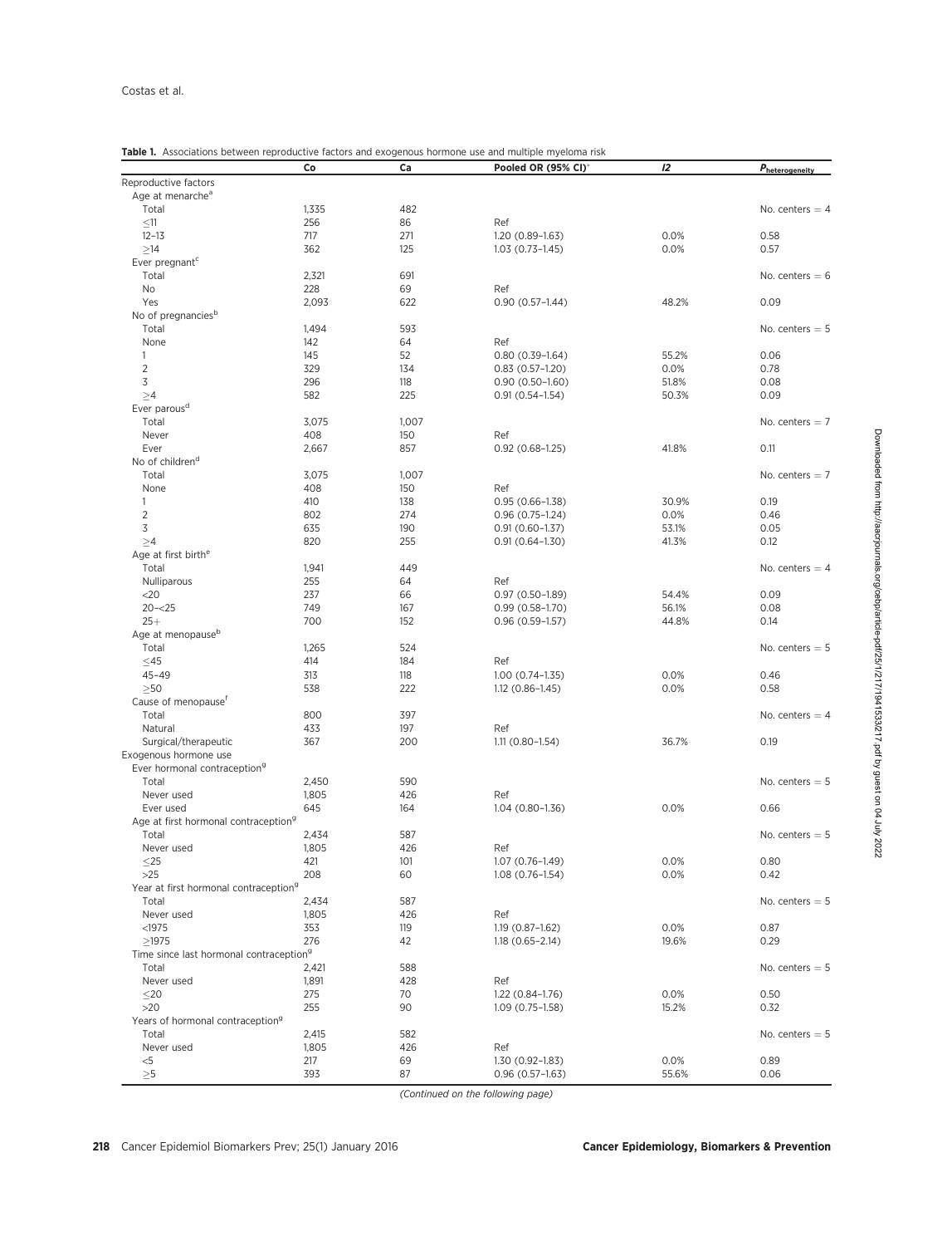**Table 1.** Associations between reproductive factors and exogenous hormone use and multiple myeloma risk

| | Co | Ca | Pooled OR (95% CI)* | I2 | $P_{heterogeneity}$ |
|---|---|---|---|---|---|
| Reproductive factors | | | | | |
| Age at menarche[a] | | | | | |
| Total | 1,335 | 482 | | | No. centers = 4 |
| ≤11 | 256 | 86 | Ref | | |
| 12–13 | 717 | 271 | 1.20 (0.89–1.63) | 0.0% | 0.58 |
| ≥14 | 362 | 125 | 1.03 (0.73–1.45) | 0.0% | 0.57 |
| Ever pregnant[c] | | | | | |
| Total | 2,321 | 691 | | | No. centers = 6 |
| No | 228 | 69 | Ref | | |
| Yes | 2,093 | 622 | 0.90 (0.57–1.44) | 48.2% | 0.09 |
| No of pregnancies[b] | | | | | |
| Total | 1,494 | 593 | | | No. centers = 5 |
| None | 142 | 64 | Ref | | |
| 1 | 145 | 52 | 0.80 (0.39–1.64) | 55.2% | 0.06 |
| 2 | 329 | 134 | 0.83 (0.57–1.20) | 0.0% | 0.78 |
| 3 | 296 | 118 | 0.90 (0.50–1.60) | 51.8% | 0.08 |
| ≥4 | 582 | 225 | 0.91 (0.54–1.54) | 50.3% | 0.09 |
| Ever parous[d] | | | | | |
| Total | 3,075 | 1,007 | | | No. centers = 7 |
| Never | 408 | 150 | Ref | | |
| Ever | 2,667 | 857 | 0.92 (0.68–1.25) | 41.8% | 0.11 |
| No of children[d] | | | | | |
| Total | 3,075 | 1,007 | | | No. centers = 7 |
| None | 408 | 150 | Ref | | |
| 1 | 410 | 138 | 0.95 (0.66–1.38) | 30.9% | 0.19 |
| 2 | 802 | 274 | 0.96 (0.75–1.24) | 0.0% | 0.46 |
| 3 | 635 | 190 | 0.91 (0.60–1.37) | 53.1% | 0.05 |
| ≥4 | 820 | 255 | 0.91 (0.64–1.30) | 41.3% | 0.12 |
| Age at first birth[e] | | | | | |
| Total | 1,941 | 449 | | | No. centers = 4 |
| Nulliparous | 255 | 64 | Ref | | |
| <20 | 237 | 66 | 0.97 (0.50–1.89) | 54.4% | 0.09 |
| 20–<25 | 749 | 167 | 0.99 (0.58–1.70) | 56.1% | 0.08 |
| 25+ | 700 | 152 | 0.96 (0.59–1.57) | 44.8% | 0.14 |
| Age at menopause[b] | | | | | |
| Total | 1,265 | 524 | | | No. centers = 5 |
| ≤45 | 414 | 184 | Ref | | |
| 45–49 | 313 | 118 | 1.00 (0.74–1.35) | 0.0% | 0.46 |
| ≥50 | 538 | 222 | 1.12 (0.86–1.45) | 0.0% | 0.58 |
| Cause of menopause[f] | | | | | |
| Total | 800 | 397 | | | No. centers = 4 |
| Natural | 433 | 197 | Ref | | |
| Surgical/therapeutic | 367 | 200 | 1.11 (0.80–1.54) | 36.7% | 0.19 |
| Exogenous hormone use | | | | | |
| Ever hormonal contraception[g] | | | | | |
| Total | 2,450 | 590 | | | No. centers = 5 |
| Never used | 1,805 | 426 | Ref | | |
| Ever used | 645 | 164 | 1.04 (0.80–1.36) | 0.0% | 0.66 |
| Age at first hormonal contraception[g] | | | | | |
| Total | 2,434 | 587 | | | No. centers = 5 |
| Never used | 1,805 | 426 | Ref | | |
| ≤25 | 421 | 101 | 1.07 (0.76–1.49) | 0.0% | 0.80 |
| >25 | 208 | 60 | 1.08 (0.76–1.54) | 0.0% | 0.42 |
| Year at first hormonal contraception[g] | | | | | |
| Total | 2,434 | 587 | | | No. centers = 5 |
| Never used | 1,805 | 426 | Ref | | |
| <1975 | 353 | 119 | 1.19 (0.87–1.62) | 0.0% | 0.87 |
| ≥1975 | 276 | 42 | 1.18 (0.65–2.14) | 19.6% | 0.29 |
| Time since last hormonal contraception[g] | | | | | |
| Total | 2,421 | 588 | | | No. centers = 5 |
| Never used | 1,891 | 428 | Ref | | |
| ≤20 | 275 | 70 | 1.22 (0.84–1.76) | 0.0% | 0.50 |
| >20 | 255 | 90 | 1.09 (0.75–1.58) | 15.2% | 0.32 |
| Years of hormonal contraception[g] | | | | | |
| Total | 2,415 | 582 | | | No. centers = 5 |
| Never used | 1,805 | 426 | Ref | | |
| <5 | 217 | 69 | 1.30 (0.92–1.83) | 0.0% | 0.89 |
| ≥5 | 393 | 87 | 0.96 (0.57–1.63) | 55.6% | 0.06 |

*(Continued on the following page)*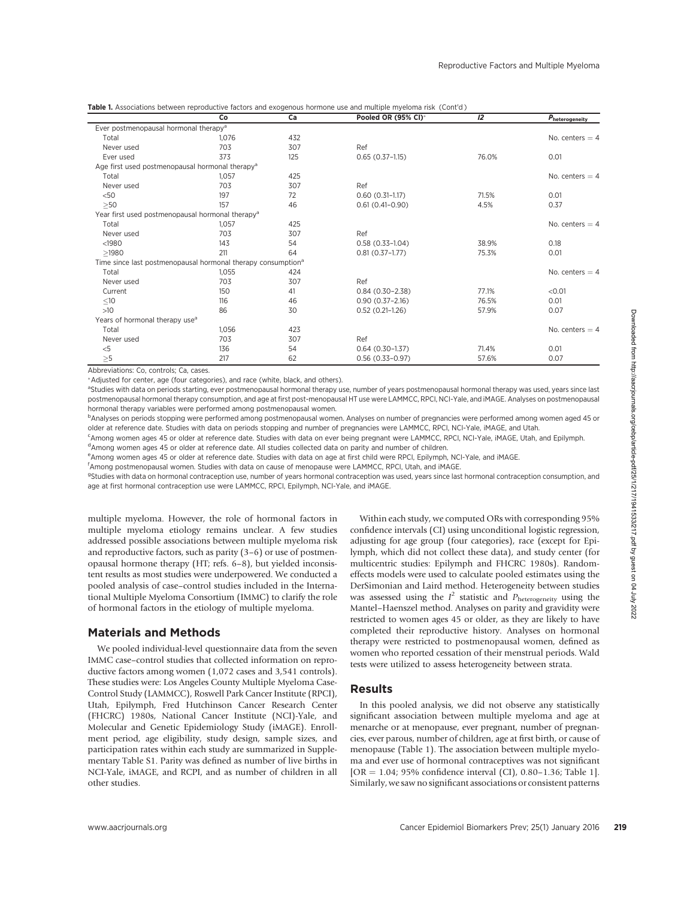**Table 1.** Associations between reproductive factors and exogenous hormone use and multiple myeloma risk (Cont'd)

| | Co | Ca | Pooled OR (95% CI)* | I2 | $P_{heterogeneity}$ |
|---|---|---|---|---|---|
| Ever postmenopausal hormonal therapy[a] | | | | | |
| Total | 1,076 | 432 | | | No. centers = 4 |
| Never used | 703 | 307 | Ref | | |
| Ever used | 373 | 125 | 0.65 (0.37–1.15) | 76.0% | 0.01 |
| Age first used postmenopausal hormonal therapy[a] | | | | | |
| Total | 1,057 | 425 | | | No. centers = 4 |
| Never used | 703 | 307 | Ref | | |
| <50 | 197 | 72 | 0.60 (0.31–1.17) | 71.5% | 0.01 |
| ≥50 | 157 | 46 | 0.61 (0.41–0.90) | 4.5% | 0.37 |
| Year first used postmenopausal hormonal therapy[a] | | | | | |
| Total | 1,057 | 425 | | | No. centers = 4 |
| Never used | 703 | 307 | Ref | | |
| <1980 | 143 | 54 | 0.58 (0.33–1.04) | 38.9% | 0.18 |
| ≥1980 | 211 | 64 | 0.81 (0.37–1.77) | 75.3% | 0.01 |
| Time since last postmenopausal hormonal therapy consumption[a] | | | | | |
| Total | 1,055 | 424 | | | No. centers = 4 |
| Never used | 703 | 307 | Ref | | |
| Current | 150 | 41 | 0.84 (0.30–2.38) | 77.1% | <0.01 |
| ≤10 | 116 | 46 | 0.90 (0.37–2.16) | 76.5% | 0.01 |
| >10 | 86 | 30 | 0.52 (0.21–1.26) | 57.9% | 0.07 |
| Years of hormonal therapy use[a] | | | | | |
| Total | 1,056 | 423 | | | No. centers = 4 |
| Never used | 703 | 307 | Ref | | |
| <5 | 136 | 54 | 0.64 (0.30–1.37) | 71.4% | 0.01 |
| ≥5 | 217 | 62 | 0.56 (0.33–0.97) | 57.6% | 0.07 |

Abbreviations: Co, controls; Ca, cases.

*Adjusted for center, age (four categories), and race (white, black, and others).

[a]Studies with data on periods starting, ever postmenopausal hormonal therapy use, number of years postmenopausal hormonal therapy was used, years since last postmenopausal hormonal therapy consumption, and age at first post-menopausal HT use were LAMMCC, RPCI, NCI-Yale, and iMAGE. Analyses on postmenopausal hormonal therapy variables were performed among postmenopausal women.

[b]Analyses on periods stopping were performed among postmenopausal women. Analyses on number of pregnancies were performed among women aged 45 or older at reference date. Studies with data on periods stopping and number of pregnancies were LAMMCC, RPCI, NCI-Yale, iMAGE, and Utah.

[c]Among women ages 45 or older at reference date. Studies with data on ever being pregnant were LAMMCC, RPCI, NCI-Yale, iMAGE, Utah, and Epilymph.

[d]Among women ages 45 or older at reference date. All studies collected data on parity and number of children.

[e]Among women ages 45 or older at reference date. Studies with data on age at first child were RPCI, Epilymph, NCI-Yale, and iMAGE.

[f]Among postmenopausal women. Studies with data on cause of menopause were LAMMCC, RPCI, Utah, and iMAGE.

[g]Studies with data on hormonal contraception use, number of years hormonal contraception was used, years since last hormonal contraception consumption, and age at first hormonal contraception use were LAMMCC, RPCI, Epilymph, NCI-Yale, and iMAGE.

multiple myeloma. However, the role of hormonal factors in multiple myeloma etiology remains unclear. A few studies addressed possible associations between multiple myeloma risk and reproductive factors, such as parity (3–6) or use of postmenopausal hormone therapy (HT; refs. 6–8), but yielded inconsistent results as most studies were underpowered. We conducted a pooled analysis of case–control studies included in the International Multiple Myeloma Consortium (IMMC) to clarify the role of hormonal factors in the etiology of multiple myeloma.

## Materials and Methods

We pooled individual-level questionnaire data from the seven IMMC case–control studies that collected information on reproductive factors among women (1,072 cases and 3,541 controls). These studies were: Los Angeles County Multiple Myeloma Case-Control Study (LAMMCC), Roswell Park Cancer Institute (RPCI), Utah, Epilymph, Fred Hutchinson Cancer Research Center (FHCRC) 1980s, National Cancer Institute (NCI)-Yale, and Molecular and Genetic Epidemiology Study (iMAGE). Enrollment period, age eligibility, study design, sample sizes, and participation rates within each study are summarized in Supplementary Table S1. Parity was defined as number of live births in NCI-Yale, iMAGE, and RCPI, and as number of children in all other studies.

Within each study, we computed ORs with corresponding 95% confidence intervals (CI) using unconditional logistic regression, adjusting for age group (four categories), race (except for Epilymph, which did not collect these data), and study center (for multicentric studies: Epilymph and FHCRC 1980s). Random-effects models were used to calculate pooled estimates using the DerSimonian and Laird method. Heterogeneity between studies was assessed using the $I^2$ statistic and $P_{heterogeneity}$ using the Mantel–Haenszel method. Analyses on parity and gravidity were restricted to women ages 45 or older, as they are likely to have completed their reproductive history. Analyses on hormonal therapy were restricted to postmenopausal women, defined as women who reported cessation of their menstrual periods. Wald tests were utilized to assess heterogeneity between strata.

## Results

In this pooled analysis, we did not observe any statistically significant association between multiple myeloma and age at menarche or at menopause, ever pregnant, number of pregnancies, ever parous, number of children, age at first birth, or cause of menopause (Table 1). The association between multiple myeloma and ever use of hormonal contraceptives was not significant [OR = 1.04; 95% confidence interval (CI), 0.80–1.36; Table 1]. Similarly, we saw no significant associations or consistent patterns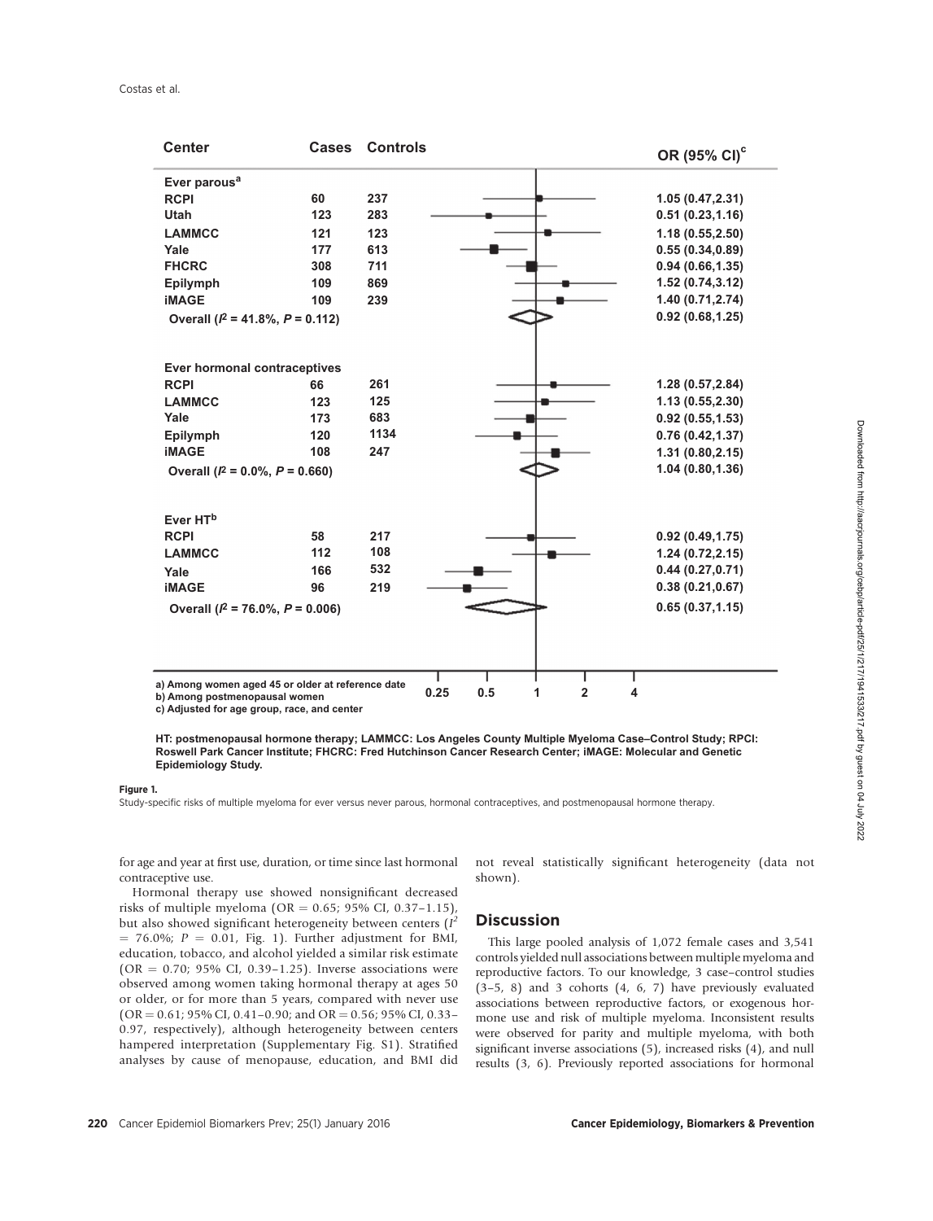| Center | Cases | Controls | OR (95% CI)[c] |
|---|---|---|---|
| **Ever parous[a]** | | | |
| RCPI | 60 | 237 | 1.05 (0.47,2.31) |
| Utah | 123 | 283 | 0.51 (0.23,1.16) |
| LAMMCC | 121 | 123 | 1.18 (0.55,2.50) |
| Yale | 177 | 613 | 0.55 (0.34,0.89) |
| FHCRC | 308 | 711 | 0.94 (0.66,1.35) |
| Epilymph | 109 | 869 | 1.52 (0.74,3.12) |
| iMAGE | 109 | 239 | 1.40 (0.71,2.74) |
| Overall ($I^2$ = 41.8%, $P$ = 0.112) | | | 0.92 (0.68,1.25) |
| **Ever hormonal contraceptives** | | | |
| RCPI | 66 | 261 | 1.28 (0.57,2.84) |
| LAMMCC | 123 | 125 | 1.13 (0.55,2.30) |
| Yale | 173 | 683 | 0.92 (0.55,1.53) |
| Epilymph | 120 | 1134 | 0.76 (0.42,1.37) |
| iMAGE | 108 | 247 | 1.31 (0.80,2.15) |
| Overall ($I^2$ = 0.0%, $P$ = 0.660) | | | 1.04 (0.80,1.36) |
| **Ever HT[b]** | | | |
| RCPI | 58 | 217 | 0.92 (0.49,1.75) |
| LAMMCC | 112 | 108 | 1.24 (0.72,2.15) |
| Yale | 166 | 532 | 0.44 (0.27,0.71) |
| iMAGE | 96 | 219 | 0.38 (0.21,0.67) |
| Overall ($I^2$ = 76.0%, $P$ = 0.006) | | | 0.65 (0.37,1.15) |

a) Among women aged 45 or older at reference date
b) Among postmenopausal women
c) Adjusted for age group, race, and center

**HT: postmenopausal hormone therapy; LAMMCC: Los Angeles County Multiple Myeloma Case–Control Study; RPCI: Roswell Park Cancer Institute; FHCRC: Fred Hutchinson Cancer Research Center; iMAGE: Molecular and Genetic Epidemiology Study.**

**Figure 1.**
Study-specific risks of multiple myeloma for ever versus never parous, hormonal contraceptives, and postmenopausal hormone therapy.

for age and year at first use, duration, or time since last hormonal contraceptive use.

Hormonal therapy use showed nonsignificant decreased risks of multiple myeloma (OR = 0.65; 95% CI, 0.37–1.15), but also showed significant heterogeneity between centers ($I^2$ = 76.0%; $P$ = 0.01, Fig. 1). Further adjustment for BMI, education, tobacco, and alcohol yielded a similar risk estimate (OR = 0.70; 95% CI, 0.39–1.25). Inverse associations were observed among women taking hormonal therapy at ages 50 or older, or for more than 5 years, compared with never use (OR = 0.61; 95% CI, 0.41–0.90; and OR = 0.56; 95% CI, 0.33–0.97, respectively), although heterogeneity between centers hampered interpretation (Supplementary Fig. S1). Stratified analyses by cause of menopause, education, and BMI did not reveal statistically significant heterogeneity (data not shown).

## Discussion

This large pooled analysis of 1,072 female cases and 3,541 controls yielded null associations between multiple myeloma and reproductive factors. To our knowledge, 3 case–control studies (3–5, 8) and 3 cohorts (4, 6, 7) have previously evaluated associations between reproductive factors, or exogenous hormone use and risk of multiple myeloma. Inconsistent results were observed for parity and multiple myeloma, with both significant inverse associations (5), increased risks (4), and null results (3, 6). Previously reported associations for hormonal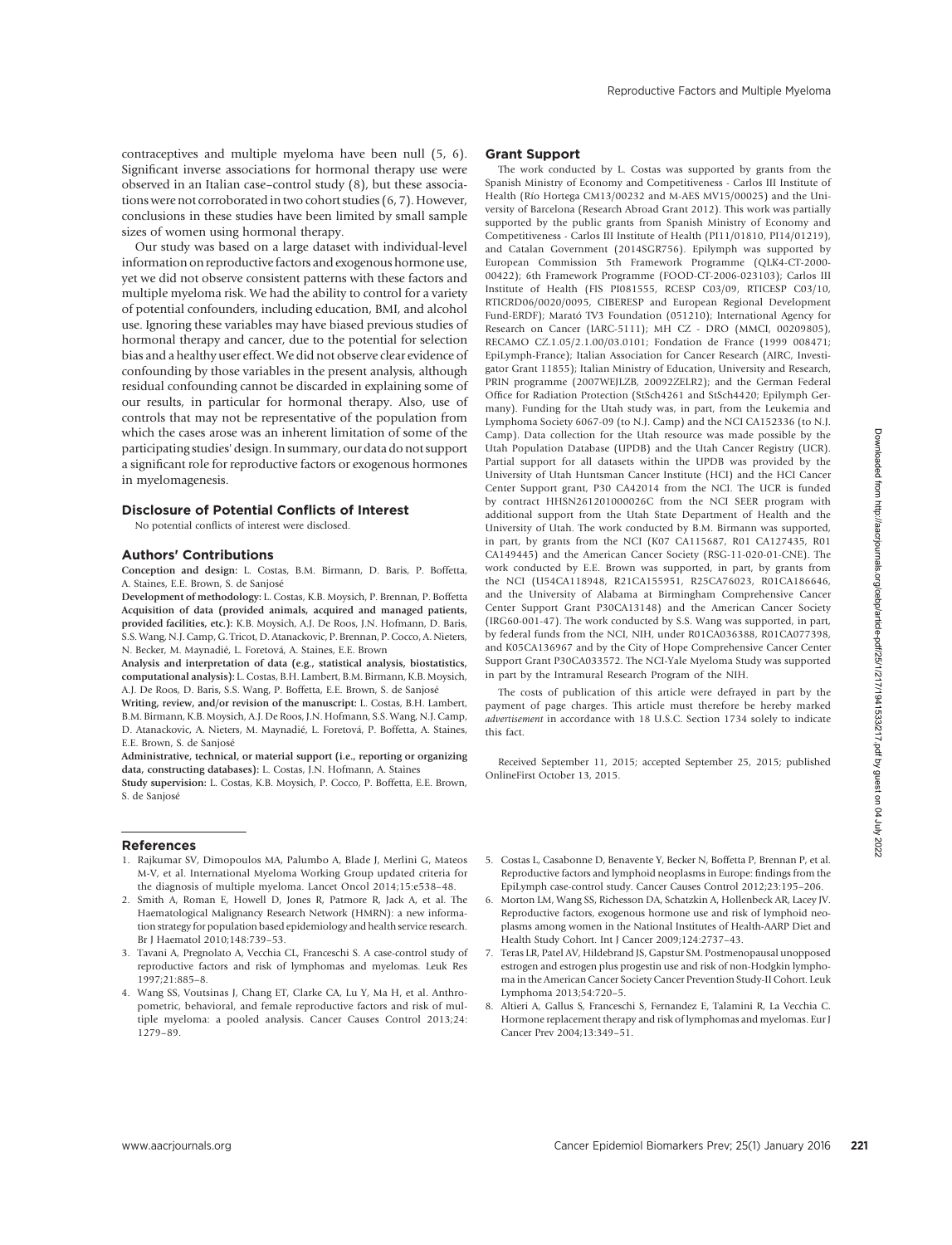contraceptives and multiple myeloma have been null (5, 6). Significant inverse associations for hormonal therapy use were observed in an Italian case–control study (8), but these associations were not corroborated in two cohort studies (6, 7). However, conclusions in these studies have been limited by small sample sizes of women using hormonal therapy.

Our study was based on a large dataset with individual-level information on reproductive factors and exogenous hormone use, yet we did not observe consistent patterns with these factors and multiple myeloma risk. We had the ability to control for a variety of potential confounders, including education, BMI, and alcohol use. Ignoring these variables may have biased previous studies of hormonal therapy and cancer, due to the potential for selection bias and a healthy user effect. We did not observe clear evidence of confounding by those variables in the present analysis, although residual confounding cannot be discarded in explaining some of our results, in particular for hormonal therapy. Also, use of controls that may not be representative of the population from which the cases arose was an inherent limitation of some of the participating studies' design. In summary, our data do not support a significant role for reproductive factors or exogenous hormones in myelomagenesis.

## Disclosure of Potential Conflicts of Interest

No potential conflicts of interest were disclosed.

## Authors' Contributions

**Conception and design:** L. Costas, B.M. Birmann, D. Baris, P. Boffetta, A. Staines, E.E. Brown, S. de Sanjosé

**Development of methodology:** L. Costas, K.B. Moysich, P. Brennan, P. Boffetta

**Acquisition of data (provided animals, acquired and managed patients, provided facilities, etc.):** K.B. Moysich, A.J. De Roos, J.N. Hofmann, D. Baris, S.S. Wang, N.J. Camp, G. Tricot, D. Atanackovic, P. Brennan, P. Cocco, A. Nieters, N. Becker, M. Maynadié, L. Foretová, A. Staines, E.E. Brown

**Analysis and interpretation of data (e.g., statistical analysis, biostatistics, computational analysis):** L. Costas, B.H. Lambert, B.M. Birmann, K.B. Moysich, A.J. De Roos, D. Baris, S.S. Wang, P. Boffetta, E.E. Brown, S. de Sanjosé

**Writing, review, and/or revision of the manuscript:** L. Costas, B.H. Lambert, B.M. Birmann, K.B. Moysich, A.J. De Roos, J.N. Hofmann, S.S. Wang, N.J. Camp, D. Atanackovic, A. Nieters, M. Maynadié, L. Foretová, P. Boffetta, A. Staines, E.E. Brown, S. de Sanjosé

**Administrative, technical, or material support (i.e., reporting or organizing data, constructing databases):** L. Costas, J.N. Hofmann, A. Staines

**Study supervision:** L. Costas, K.B. Moysich, P. Cocco, P. Boffetta, E.E. Brown, S. de Sanjosé

## Grant Support

The work conducted by L. Costas was supported by grants from the Spanish Ministry of Economy and Competitiveness - Carlos III Institute of Health (Río Hortega CM13/00232 and M-AES MV15/00025) and the University of Barcelona (Research Abroad Grant 2012). This work was partially supported by the public grants from Spanish Ministry of Economy and Competitiveness - Carlos III Institute of Health (PI11/01810, PI14/01219), and Catalan Government (2014SGR756). Epilymph was supported by European Commission 5th Framework Programme (QLK4-CT-2000-00422); 6th Framework Programme (FOOD-CT-2006-023103); Carlos III Institute of Health (FIS PI081555, RCESP C03/09, RTICESP C03/10, RTICRD06/0020/0095, CIBERESP and European Regional Development Fund-ERDF); Marató TV3 Foundation (051210); International Agency for Research on Cancer (IARC-5111); MH CZ - DRO (MMCI, 00209805), RECAMO CZ.1.05/2.1.00/03.0101; Fondation de France (1999 008471; EpiLymph-France); Italian Association for Cancer Research (AIRC, Investigator Grant 11855); Italian Ministry of Education, University and Research, PRIN programme (2007WEJLZB, 20092ZELR2); and the German Federal Office for Radiation Protection (StSch4261 and StSch4420; Epilymph Germany). Funding for the Utah study was, in part, from the Leukemia and Lymphoma Society 6067-09 (to N.J. Camp) and the NCI CA152336 (to N.J. Camp). Data collection for the Utah resource was made possible by the Utah Population Database (UPDB) and the Utah Cancer Registry (UCR). Partial support for all datasets within the UPDB was provided by the University of Utah Huntsman Cancer Institute (HCI) and the HCI Cancer Center Support grant, P30 CA42014 from the NCI. The UCR is funded by contract HHSN261201000026C from the NCI SEER program with additional support from the Utah State Department of Health and the University of Utah. The work conducted by B.M. Birmann was supported, in part, by grants from the NCI (K07 CA115687, R01 CA127435, R01 CA149445) and the American Cancer Society (RSG-11-020-01-CNE). The work conducted by E.E. Brown was supported, in part, by grants from the NCI (U54CA118948, R21CA155951, R25CA76023, R01CA186646, and the University of Alabama at Birmingham Comprehensive Cancer Center Support Grant P30CA13148) and the American Cancer Society (IRG60-001-47). The work conducted by S.S. Wang was supported, in part, by federal funds from the NCI, NIH, under R01CA036388, R01CA077398, and K05CA136967 and by the City of Hope Comprehensive Cancer Center Support Grant P30CA033572. The NCI-Yale Myeloma Study was supported in part by the Intramural Research Program of the NIH.

The costs of publication of this article were defrayed in part by the payment of page charges. This article must therefore be hereby marked *advertisement* in accordance with 18 U.S.C. Section 1734 solely to indicate this fact.

Received September 11, 2015; accepted September 25, 2015; published OnlineFirst October 13, 2015.

## References

1. Rajkumar SV, Dimopoulos MA, Palumbo A, Blade J, Merlini G, Mateos M-V, et al. International Myeloma Working Group updated criteria for the diagnosis of multiple myeloma. Lancet Oncol 2014;15:e538–48.
2. Smith A, Roman E, Howell D, Jones R, Patmore R, Jack A, et al. The Haematological Malignancy Research Network (HMRN): a new information strategy for population based epidemiology and health service research. Br J Haematol 2010;148:739–53.
3. Tavani A, Pregnolato A, Vecchia CL, Franceschi S. A case-control study of reproductive factors and risk of lymphomas and myelomas. Leuk Res 1997;21:885–8.
4. Wang SS, Voutsinas J, Chang ET, Clarke CA, Lu Y, Ma H, et al. Anthropometric, behavioral, and female reproductive factors and risk of multiple myeloma: a pooled analysis. Cancer Causes Control 2013;24:1279–89.
5. Costas L, Casabonne D, Benavente Y, Becker N, Boffetta P, Brennan P, et al. Reproductive factors and lymphoid neoplasms in Europe: findings from the EpiLymph case-control study. Cancer Causes Control 2012;23:195–206.
6. Morton LM, Wang SS, Richesson DA, Schatzkin A, Hollenbeck AR, Lacey JV. Reproductive factors, exogenous hormone use and risk of lymphoid neoplasms among women in the National Institutes of Health-AARP Diet and Health Study Cohort. Int J Cancer 2009;124:2737–43.
7. Teras LR, Patel AV, Hildebrand JS, Gapstur SM. Postmenopausal unopposed estrogen and estrogen plus progestin use and risk of non-Hodgkin lymphoma in the American Cancer Society Cancer Prevention Study-II Cohort. Leuk Lymphoma 2013;54:720–5.
8. Altieri A, Gallus S, Franceschi S, Fernandez E, Talamini R, La Vecchia C. Hormone replacement therapy and risk of lymphomas and myelomas. Eur J Cancer Prev 2004;13:349–51.